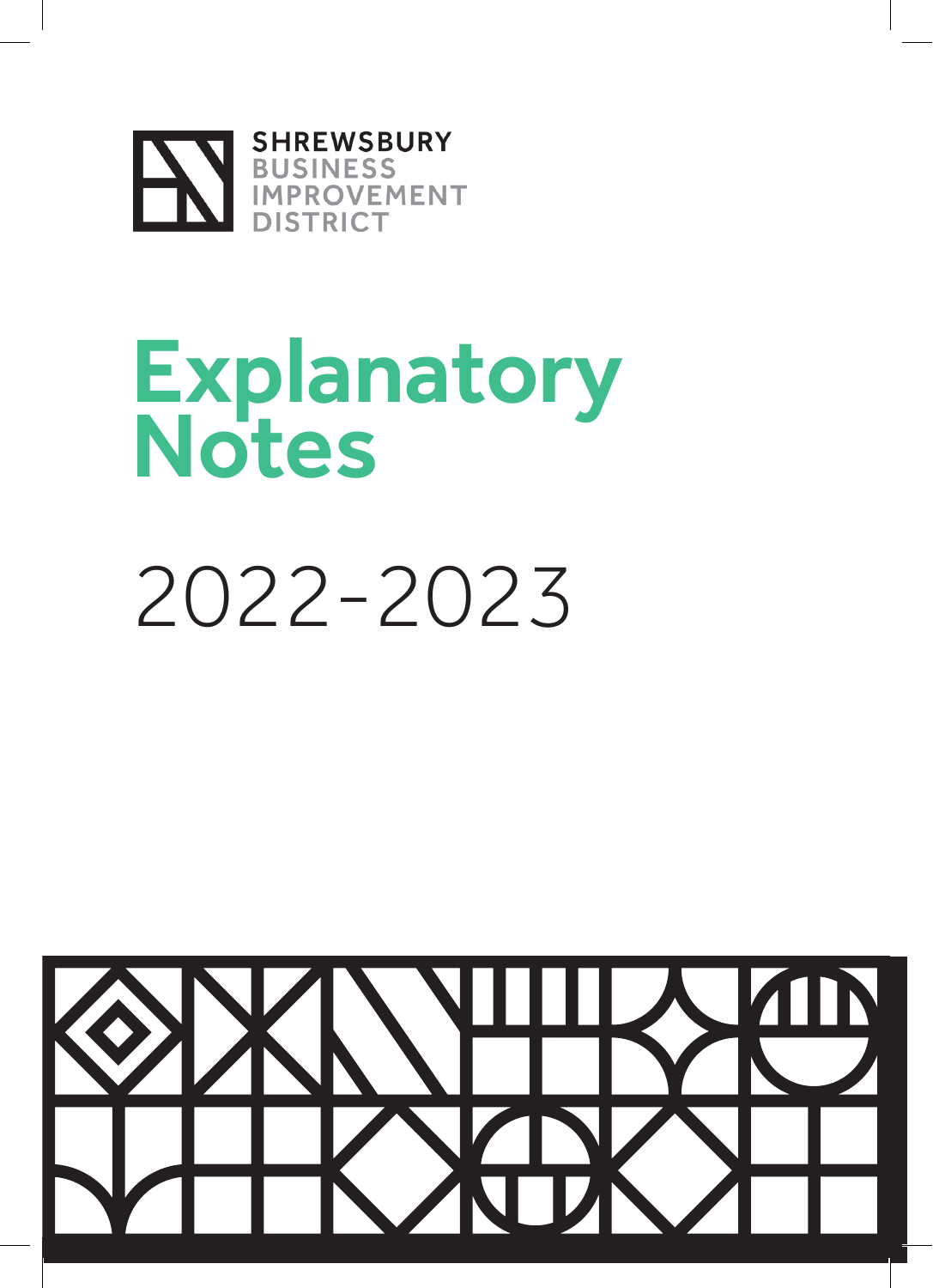SHREWSBURY
BUSINESS
IMPROVEMENT
DISTRICT

# Explanatory Notes

2022-2023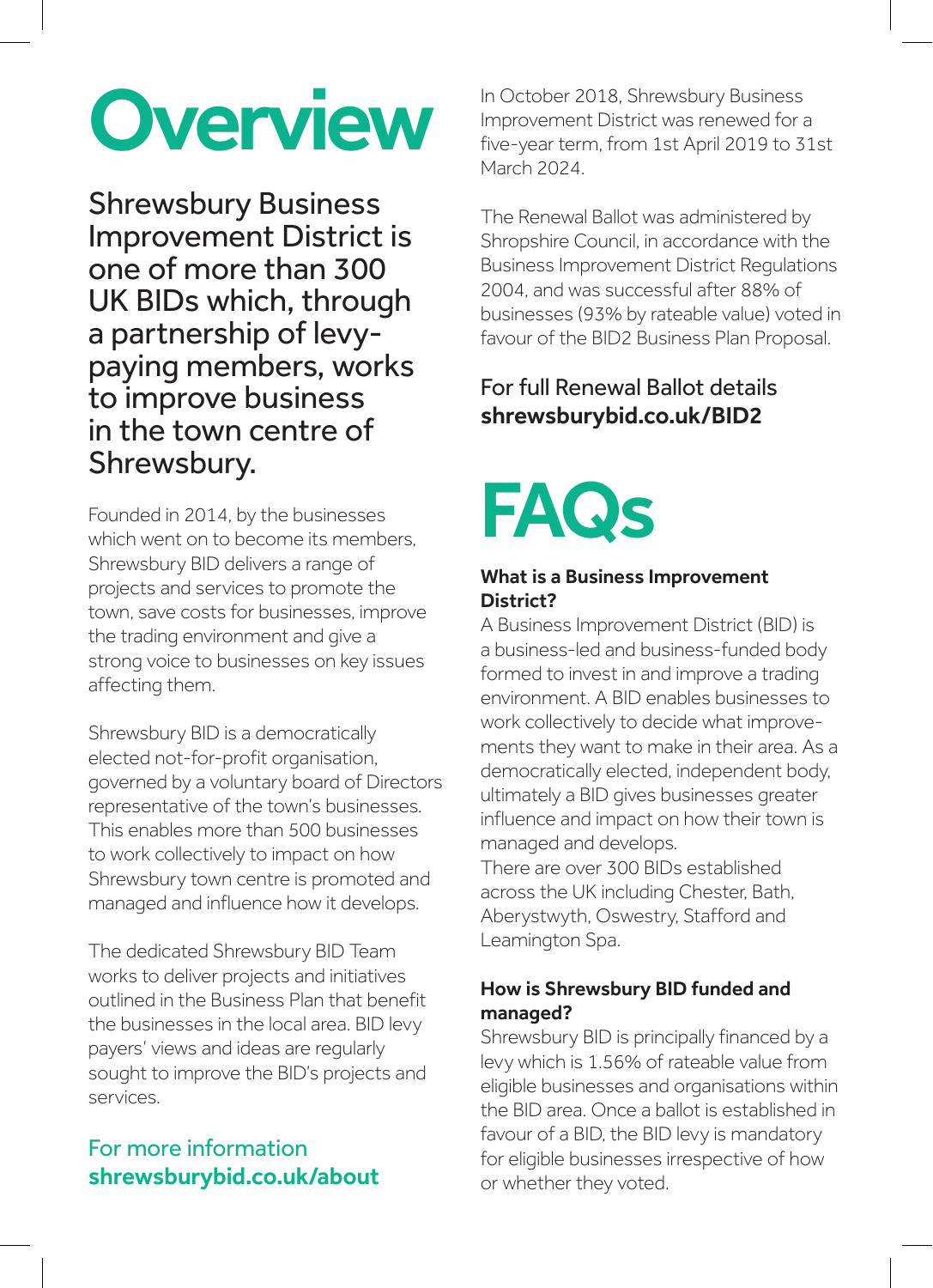# Overview

## Shrewsbury Business Improvement District is one of more than 300 UK BIDs which, through a partnership of levy-paying members, works to improve business in the town centre of Shrewsbury.

Founded in 2014, by the businesses which went on to become its members, Shrewsbury BID delivers a range of projects and services to promote the town, save costs for businesses, improve the trading environment and give a strong voice to businesses on key issues affecting them.

Shrewsbury BID is a democratically elected not-for-profit organisation, governed by a voluntary board of Directors representative of the town's businesses. This enables more than 500 businesses to work collectively to impact on how Shrewsbury town centre is promoted and managed and influence how it develops.

The dedicated Shrewsbury BID Team works to deliver projects and initiatives outlined in the Business Plan that benefit the businesses in the local area. BID levy payers' views and ideas are regularly sought to improve the BID's projects and services.

For more information
**shrewsburybid.co.uk/about**

In October 2018, Shrewsbury Business Improvement District was renewed for a five-year term, from 1st April 2019 to 31st March 2024.

The Renewal Ballot was administered by Shropshire Council, in accordance with the Business Improvement District Regulations 2004, and was successful after 88% of businesses (93% by rateable value) voted in favour of the BID2 Business Plan Proposal.

For full Renewal Ballot details
**shrewsburybid.co.uk/BID2**

# FAQs

**What is a Business Improvement District?**

A Business Improvement District (BID) is a business-led and business-funded body formed to invest in and improve a trading environment. A BID enables businesses to work collectively to decide what improvements they want to make in their area. As a democratically elected, independent body, ultimately a BID gives businesses greater influence and impact on how their town is managed and develops.

There are over 300 BIDs established across the UK including Chester, Bath, Aberystwyth, Oswestry, Stafford and Leamington Spa.

**How is Shrewsbury BID funded and managed?**

Shrewsbury BID is principally financed by a levy which is 1.56% of rateable value from eligible businesses and organisations within the BID area. Once a ballot is established in favour of a BID, the BID levy is mandatory for eligible businesses irrespective of how or whether they voted.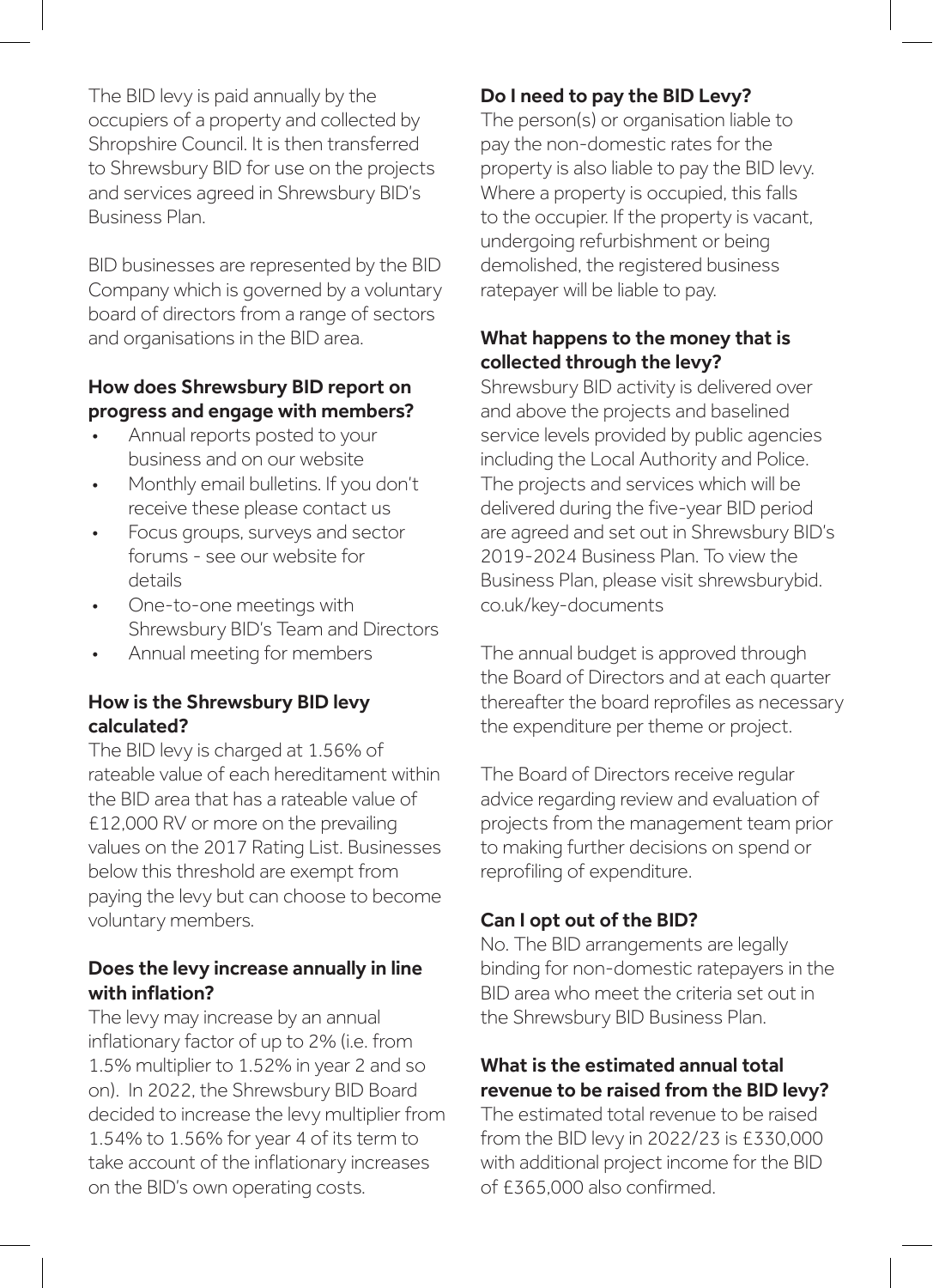The BID levy is paid annually by the occupiers of a property and collected by Shropshire Council. It is then transferred to Shrewsbury BID for use on the projects and services agreed in Shrewsbury BID's Business Plan.

BID businesses are represented by the BID Company which is governed by a voluntary board of directors from a range of sectors and organisations in the BID area.

**How does Shrewsbury BID report on progress and engage with members?**

- Annual reports posted to your business and on our website
- Monthly email bulletins. If you don't receive these please contact us
- Focus groups, surveys and sector forums - see our website for details
- One-to-one meetings with Shrewsbury BID's Team and Directors
- Annual meeting for members

**How is the Shrewsbury BID levy calculated?**

The BID levy is charged at 1.56% of rateable value of each hereditament within the BID area that has a rateable value of £12,000 RV or more on the prevailing values on the 2017 Rating List. Businesses below this threshold are exempt from paying the levy but can choose to become voluntary members.

**Does the levy increase annually in line with inflation?**

The levy may increase by an annual inflationary factor of up to 2% (i.e. from 1.5% multiplier to 1.52% in year 2 and so on). In 2022, the Shrewsbury BID Board decided to increase the levy multiplier from 1.54% to 1.56% for year 4 of its term to take account of the inflationary increases on the BID's own operating costs.

**Do I need to pay the BID Levy?**

The person(s) or organisation liable to pay the non-domestic rates for the property is also liable to pay the BID levy. Where a property is occupied, this falls to the occupier. If the property is vacant, undergoing refurbishment or being demolished, the registered business ratepayer will be liable to pay.

**What happens to the money that is collected through the levy?**

Shrewsbury BID activity is delivered over and above the projects and baselined service levels provided by public agencies including the Local Authority and Police. The projects and services which will be delivered during the five-year BID period are agreed and set out in Shrewsbury BID's 2019-2024 Business Plan. To view the Business Plan, please visit shrewsburybid.co.uk/key-documents

The annual budget is approved through the Board of Directors and at each quarter thereafter the board reprofiles as necessary the expenditure per theme or project.

The Board of Directors receive regular advice regarding review and evaluation of projects from the management team prior to making further decisions on spend or reprofiling of expenditure.

**Can I opt out of the BID?**

No. The BID arrangements are legally binding for non-domestic ratepayers in the BID area who meet the criteria set out in the Shrewsbury BID Business Plan.

**What is the estimated annual total revenue to be raised from the BID levy?**

The estimated total revenue to be raised from the BID levy in 2022/23 is £330,000 with additional project income for the BID of £365,000 also confirmed.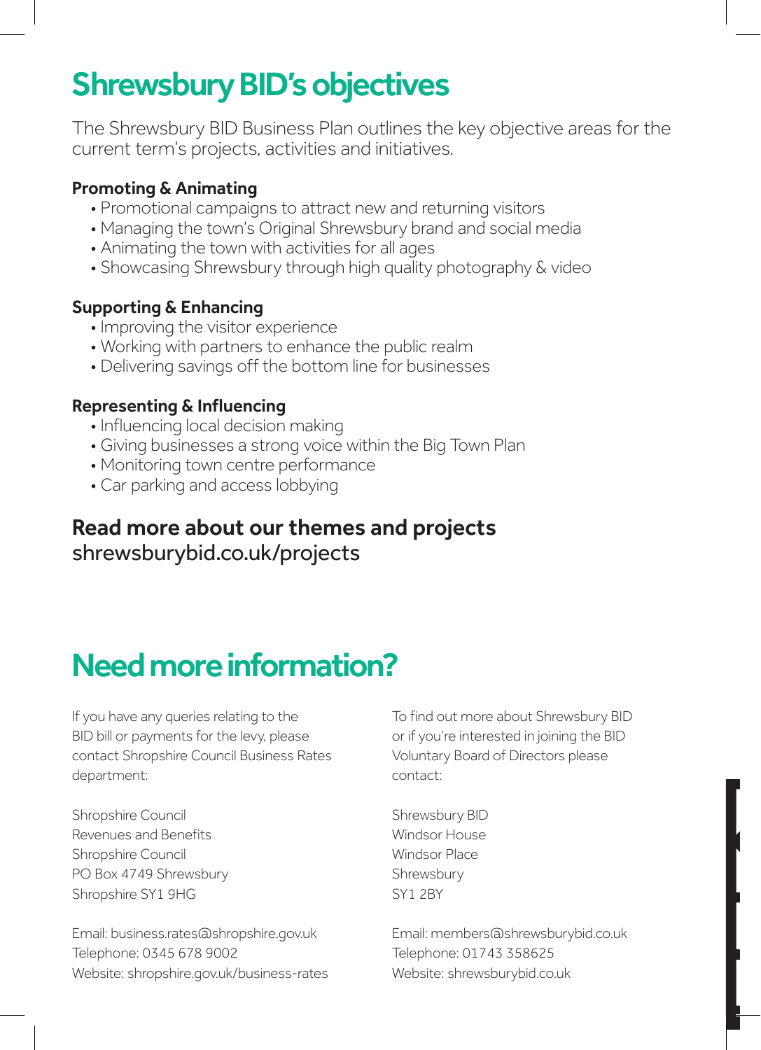# Shrewsbury BID's objectives

The Shrewsbury BID Business Plan outlines the key objective areas for the current term's projects, activities and initiatives.

**Promoting & Animating**

- Promotional campaigns to attract new and returning visitors
- Managing the town's Original Shrewsbury brand and social media
- Animating the town with activities for all ages
- Showcasing Shrewsbury through high quality photography & video

**Supporting & Enhancing**

- Improving the visitor experience
- Working with partners to enhance the public realm
- Delivering savings off the bottom line for businesses

**Representing & Influencing**

- Influencing local decision making
- Giving businesses a strong voice within the Big Town Plan
- Monitoring town centre performance
- Car parking and access lobbying

**Read more about our themes and projects**
shrewsburybid.co.uk/projects

# Need more information?

If you have any queries relating to the BID bill or payments for the levy, please contact Shropshire Council Business Rates department:

Shropshire Council
Revenues and Benefits
Shropshire Council
PO Box 4749 Shrewsbury
Shropshire SY1 9HG

Email: business.rates@shropshire.gov.uk
Telephone: 0345 678 9002
Website: shropshire.gov.uk/business-rates

To find out more about Shrewsbury BID or if you're interested in joining the BID Voluntary Board of Directors please contact:

Shrewsbury BID
Windsor House
Windsor Place
Shrewsbury
SY1 2BY

Email: members@shrewsburybid.co.uk
Telephone: 01743 358625
Website: shrewsburybid.co.uk